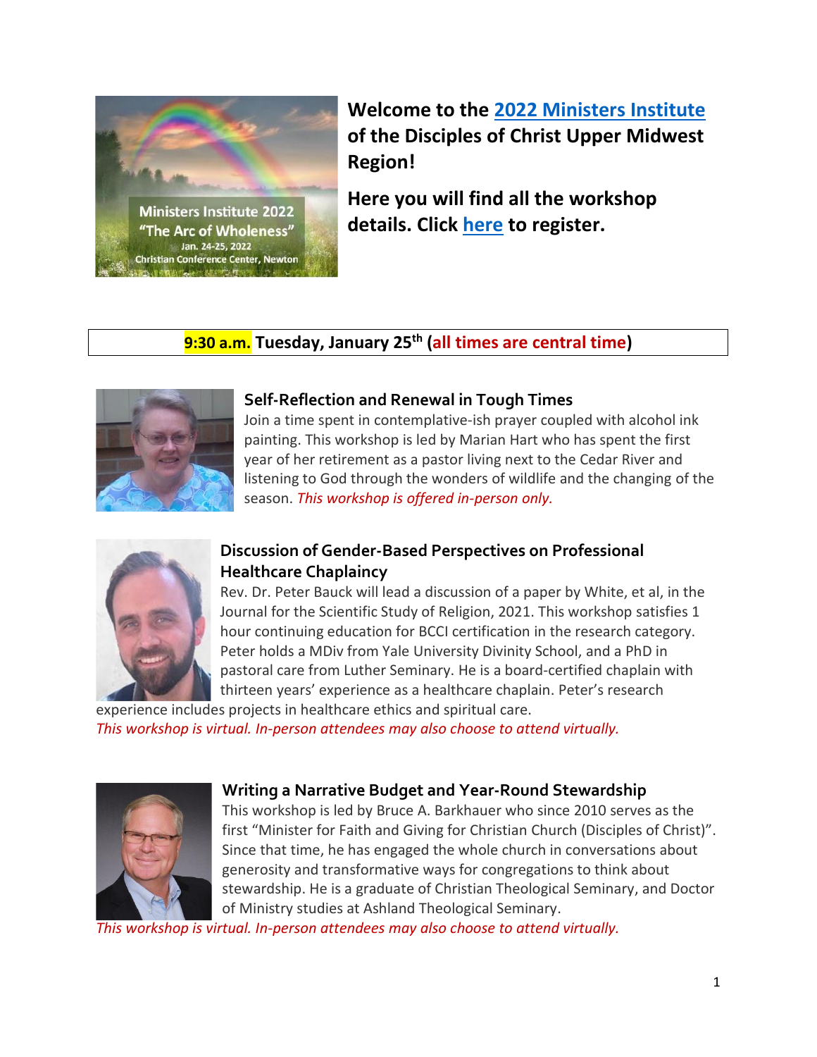# Welcome to the 2022 Ministers Institute of the Disciples of Christ Upper Midwest Region!

**Here you will find all the workshop details. Click here to register.**

## 9:30 a.m. Tuesday, January 25th (all times are central time)

### Self-Reflection and Renewal in Tough Times

Join a time spent in contemplative-ish prayer coupled with alcohol ink painting. This workshop is led by Marian Hart who has spent the first year of her retirement as a pastor living next to the Cedar River and listening to God through the wonders of wildlife and the changing of the season. *This workshop is offered in-person only.*

### Discussion of Gender-Based Perspectives on Professional Healthcare Chaplaincy

Rev. Dr. Peter Bauck will lead a discussion of a paper by White, et al, in the Journal for the Scientific Study of Religion, 2021. This workshop satisfies 1 hour continuing education for BCCI certification in the research category. Peter holds a MDiv from Yale University Divinity School, and a PhD in pastoral care from Luther Seminary. He is a board-certified chaplain with thirteen years' experience as a healthcare chaplain. Peter's research experience includes projects in healthcare ethics and spiritual care.

*This workshop is virtual. In-person attendees may also choose to attend virtually.*

### Writing a Narrative Budget and Year-Round Stewardship

This workshop is led by Bruce A. Barkhauer who since 2010 serves as the first "Minister for Faith and Giving for Christian Church (Disciples of Christ)". Since that time, he has engaged the whole church in conversations about generosity and transformative ways for congregations to think about stewardship. He is a graduate of Christian Theological Seminary, and Doctor of Ministry studies at Ashland Theological Seminary.

*This workshop is virtual. In-person attendees may also choose to attend virtually.*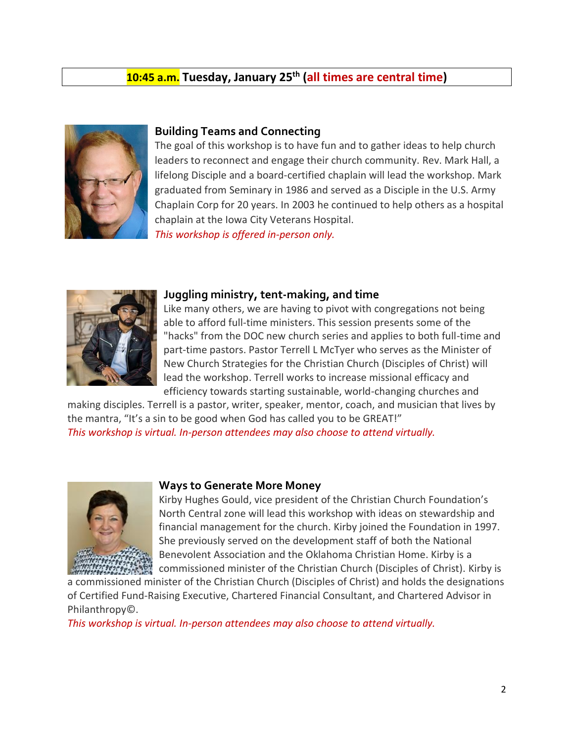**10:45 a.m. Tuesday, January 25th (all times are central time)**

### Building Teams and Connecting

The goal of this workshop is to have fun and to gather ideas to help church leaders to reconnect and engage their church community. Rev. Mark Hall, a lifelong Disciple and a board-certified chaplain will lead the workshop. Mark graduated from Seminary in 1986 and served as a Disciple in the U.S. Army Chaplain Corp for 20 years. In 2003 he continued to help others as a hospital chaplain at the Iowa City Veterans Hospital.

*This workshop is offered in-person only.*

### Juggling ministry, tent-making, and time

Like many others, we are having to pivot with congregations not being able to afford full-time ministers. This session presents some of the "hacks" from the DOC new church series and applies to both full-time and part-time pastors. Pastor Terrell L McTyer who serves as the Minister of New Church Strategies for the Christian Church (Disciples of Christ) will lead the workshop. Terrell works to increase missional efficacy and efficiency towards starting sustainable, world-changing churches and making disciples. Terrell is a pastor, writer, speaker, mentor, coach, and musician that lives by the mantra, "It's a sin to be good when God has called you to be GREAT!"

*This workshop is virtual. In-person attendees may also choose to attend virtually.*

### Ways to Generate More Money

Kirby Hughes Gould, vice president of the Christian Church Foundation's North Central zone will lead this workshop with ideas on stewardship and financial management for the church. Kirby joined the Foundation in 1997. She previously served on the development staff of both the National Benevolent Association and the Oklahoma Christian Home. Kirby is a commissioned minister of the Christian Church (Disciples of Christ). Kirby is a commissioned minister of the Christian Church (Disciples of Christ) and holds the designations of Certified Fund-Raising Executive, Chartered Financial Consultant, and Chartered Advisor in Philanthropy©.

*This workshop is virtual. In-person attendees may also choose to attend virtually.*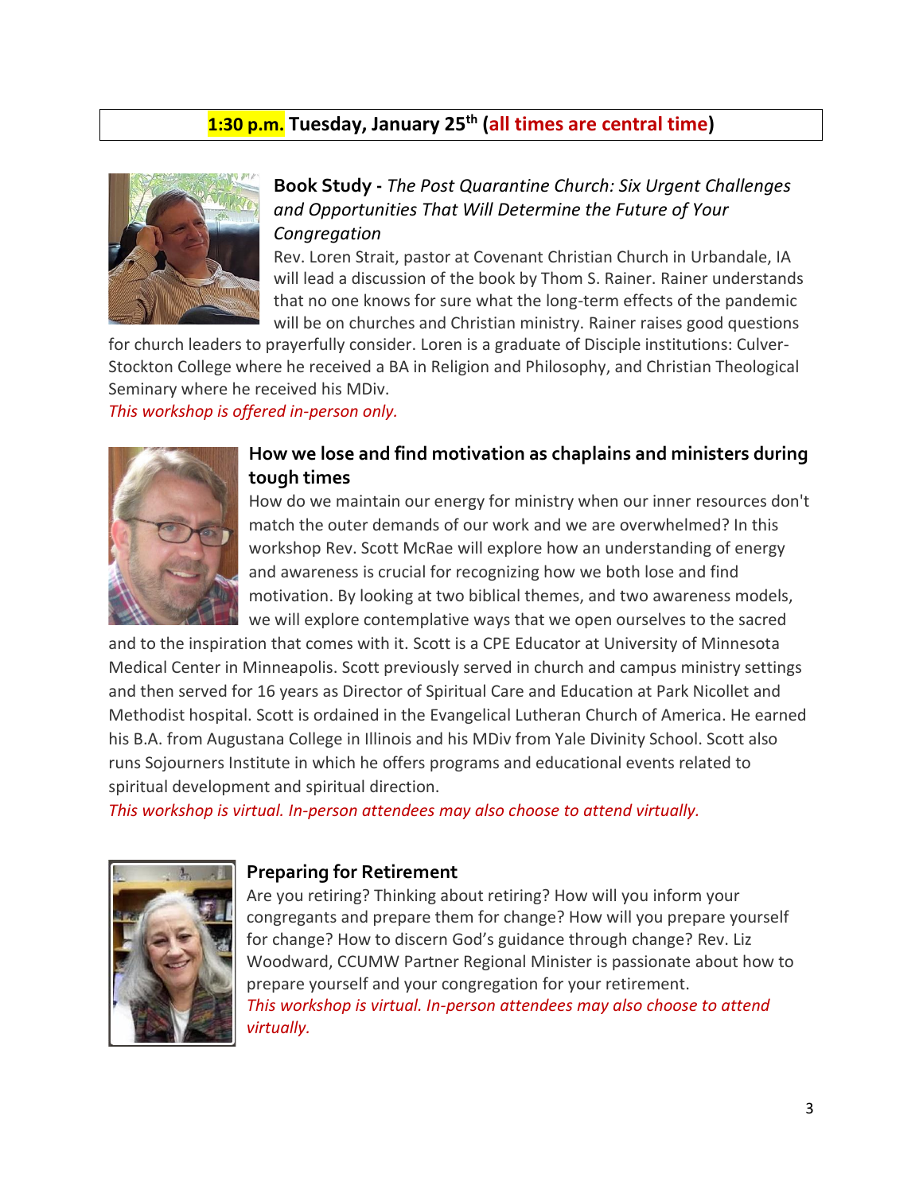**1:30 p.m. Tuesday, January 25th (all times are central time)**

**Book Study -** ***The Post Quarantine Church: Six Urgent Challenges and Opportunities That Will Determine the Future of Your Congregation***

Rev. Loren Strait, pastor at Covenant Christian Church in Urbandale, IA will lead a discussion of the book by Thom S. Rainer. Rainer understands that no one knows for sure what the long-term effects of the pandemic will be on churches and Christian ministry. Rainer raises good questions for church leaders to prayerfully consider. Loren is a graduate of Disciple institutions: Culver-Stockton College where he received a BA in Religion and Philosophy, and Christian Theological Seminary where he received his MDiv.

*This workshop is offered in-person only.*

**How we lose and find motivation as chaplains and ministers during tough times**

How do we maintain our energy for ministry when our inner resources don't match the outer demands of our work and we are overwhelmed? In this workshop Rev. Scott McRae will explore how an understanding of energy and awareness is crucial for recognizing how we both lose and find motivation. By looking at two biblical themes, and two awareness models, we will explore contemplative ways that we open ourselves to the sacred and to the inspiration that comes with it. Scott is a CPE Educator at University of Minnesota Medical Center in Minneapolis. Scott previously served in church and campus ministry settings and then served for 16 years as Director of Spiritual Care and Education at Park Nicollet and Methodist hospital. Scott is ordained in the Evangelical Lutheran Church of America. He earned his B.A. from Augustana College in Illinois and his MDiv from Yale Divinity School. Scott also runs Sojourners Institute in which he offers programs and educational events related to spiritual development and spiritual direction.

*This workshop is virtual. In-person attendees may also choose to attend virtually.*

**Preparing for Retirement**

Are you retiring? Thinking about retiring? How will you inform your congregants and prepare them for change? How will you prepare yourself for change? How to discern God's guidance through change? Rev. Liz Woodward, CCUMW Partner Regional Minister is passionate about how to prepare yourself and your congregation for your retirement.

*This workshop is virtual. In-person attendees may also choose to attend virtually.*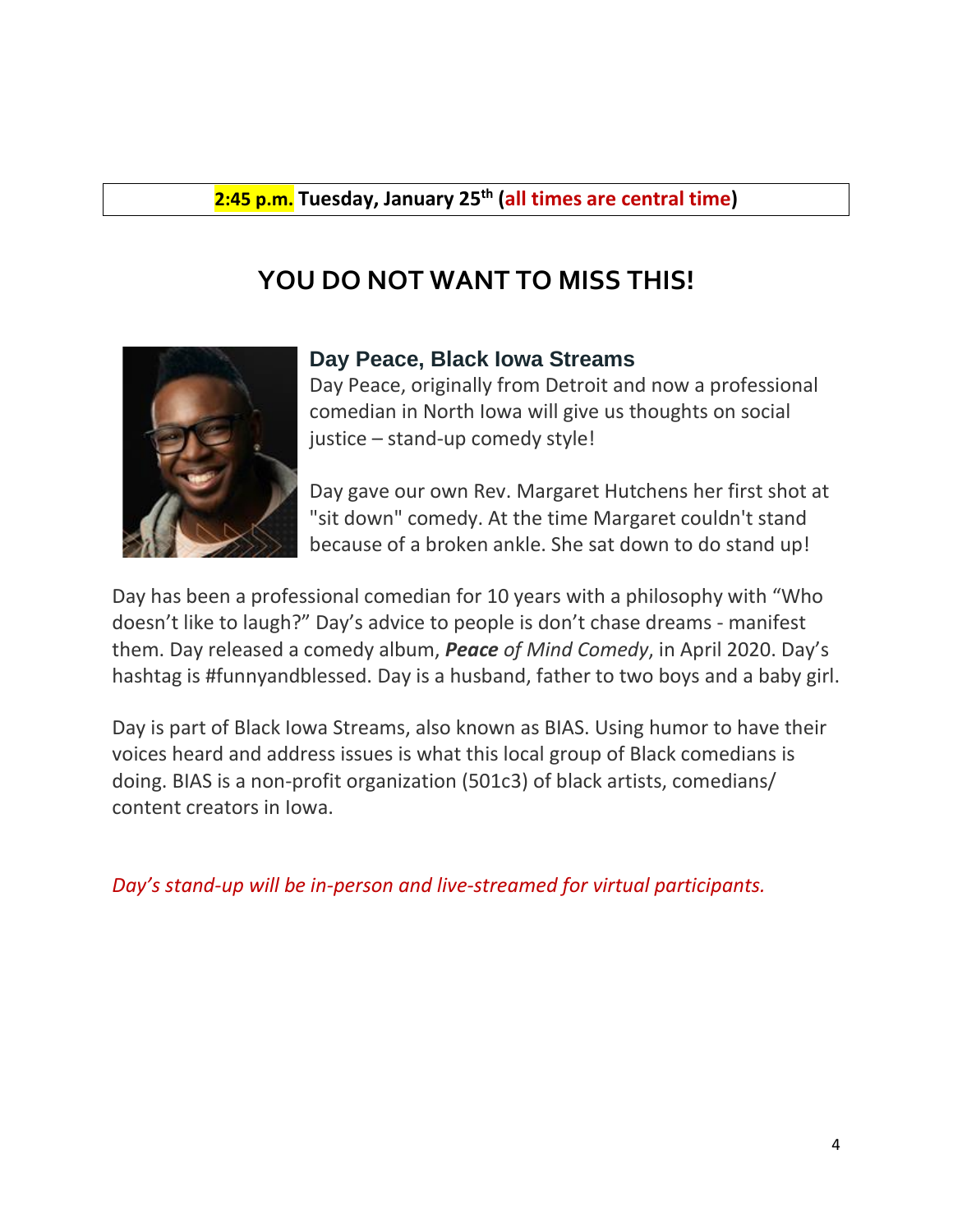**2:45 p.m. Tuesday, January 25th (all times are central time)**

## YOU DO NOT WANT TO MISS THIS!

### Day Peace, Black Iowa Streams

Day Peace, originally from Detroit and now a professional comedian in North Iowa will give us thoughts on social justice – stand-up comedy style!

Day gave our own Rev. Margaret Hutchens her first shot at "sit down" comedy. At the time Margaret couldn't stand because of a broken ankle. She sat down to do stand up!

Day has been a professional comedian for 10 years with a philosophy with "Who doesn't like to laugh?" Day's advice to people is don't chase dreams - manifest them. Day released a comedy album, ***Peace** of Mind Comedy*, in April 2020. Day's hashtag is #funnyandblessed. Day is a husband, father to two boys and a baby girl.

Day is part of Black Iowa Streams, also known as BIAS. Using humor to have their voices heard and address issues is what this local group of Black comedians is doing. BIAS is a non-profit organization (501c3) of black artists, comedians/ content creators in Iowa.

*Day's stand-up will be in-person and live-streamed for virtual participants.*